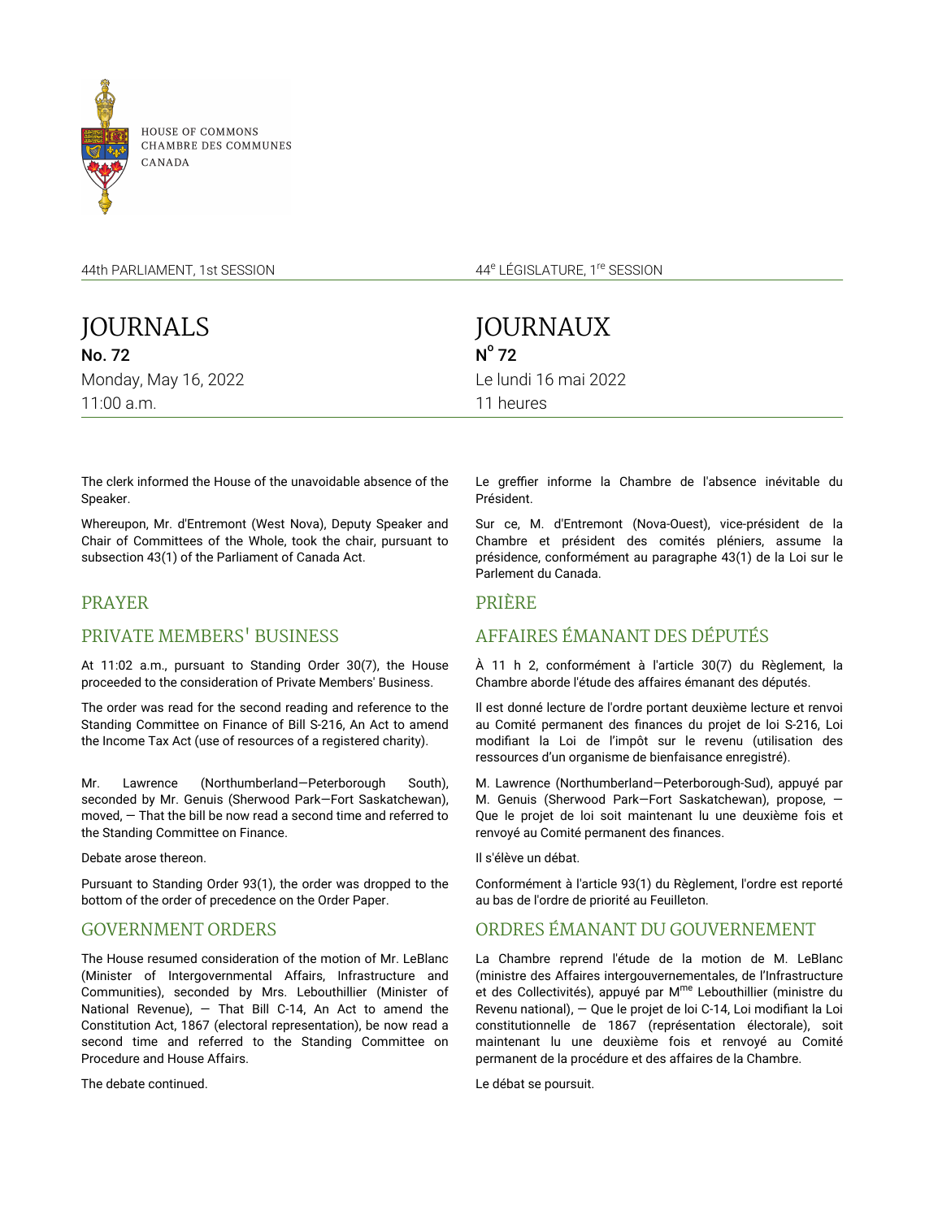HOUSE OF COMMONS
CHAMBRE DES COMMUNES
CANADA

44th PARLIAMENT, 1st SESSION

# JOURNALS

**No. 72**

Monday, May 16, 2022

11:00 a.m.

The clerk informed the House of the unavoidable absence of the Speaker.

Whereupon, Mr. d'Entremont (West Nova), Deputy Speaker and Chair of Committees of the Whole, took the chair, pursuant to subsection 43(1) of the Parliament of Canada Act.

## PRAYER

## PRIVATE MEMBERS' BUSINESS

At 11:02 a.m., pursuant to Standing Order 30(7), the House proceeded to the consideration of Private Members' Business.

The order was read for the second reading and reference to the Standing Committee on Finance of Bill S-216, An Act to amend the Income Tax Act (use of resources of a registered charity).

Mr. Lawrence (Northumberland—Peterborough South), seconded by Mr. Genuis (Sherwood Park—Fort Saskatchewan), moved, — That the bill be now read a second time and referred to the Standing Committee on Finance.

Debate arose thereon.

Pursuant to Standing Order 93(1), the order was dropped to the bottom of the order of precedence on the Order Paper.

## GOVERNMENT ORDERS

The House resumed consideration of the motion of Mr. LeBlanc (Minister of Intergovernmental Affairs, Infrastructure and Communities), seconded by Mrs. Lebouthillier (Minister of National Revenue), — That Bill C-14, An Act to amend the Constitution Act, 1867 (electoral representation), be now read a second time and referred to the Standing Committee on Procedure and House Affairs.

The debate continued.

44[e] LÉGISLATURE, 1[re] SESSION

# JOURNAUX

**N[o] 72**

Le lundi 16 mai 2022

11 heures

Le greffier informe la Chambre de l'absence inévitable du Président.

Sur ce, M. d'Entremont (Nova-Ouest), vice-président de la Chambre et président des comités pléniers, assume la présidence, conformément au paragraphe 43(1) de la Loi sur le Parlement du Canada.

## PRIÈRE

## AFFAIRES ÉMANANT DES DÉPUTÉS

À 11 h 2, conformément à l'article 30(7) du Règlement, la Chambre aborde l'étude des affaires émanant des députés.

Il est donné lecture de l'ordre portant deuxième lecture et renvoi au Comité permanent des finances du projet de loi S-216, Loi modifiant la Loi de l'impôt sur le revenu (utilisation des ressources d'un organisme de bienfaisance enregistré).

M. Lawrence (Northumberland—Peterborough-Sud), appuyé par M. Genuis (Sherwood Park—Fort Saskatchewan), propose, — Que le projet de loi soit maintenant lu une deuxième fois et renvoyé au Comité permanent des finances.

Il s'élève un débat.

Conformément à l'article 93(1) du Règlement, l'ordre est reporté au bas de l'ordre de priorité au Feuilleton.

## ORDRES ÉMANANT DU GOUVERNEMENT

La Chambre reprend l'étude de la motion de M. LeBlanc (ministre des Affaires intergouvernementales, de l'Infrastructure et des Collectivités), appuyé par M[me] Lebouthillier (ministre du Revenu national), — Que le projet de loi C-14, Loi modifiant la Loi constitutionnelle de 1867 (représentation électorale), soit maintenant lu une deuxième fois et renvoyé au Comité permanent de la procédure et des affaires de la Chambre.

Le débat se poursuit.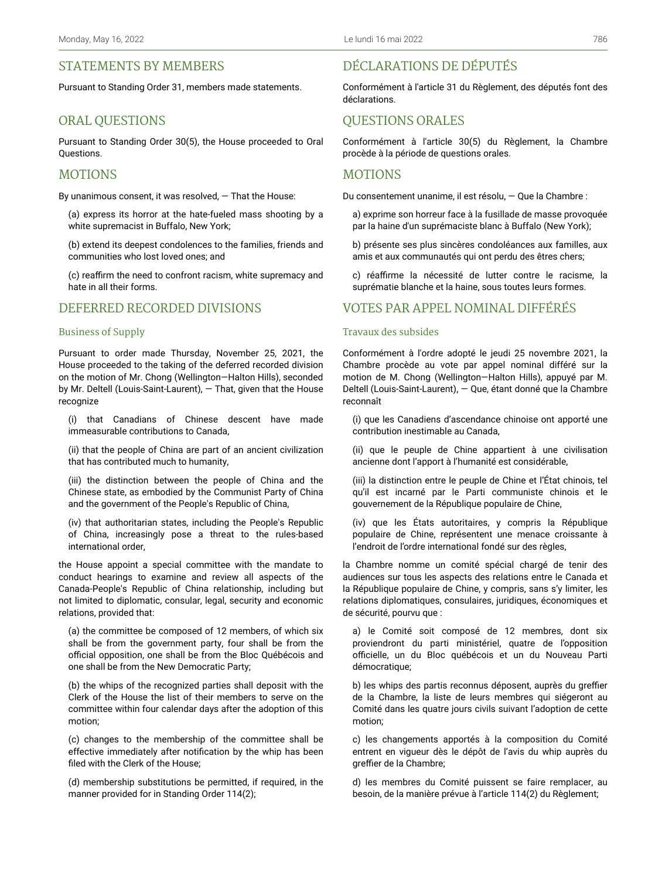## STATEMENTS BY MEMBERS

Pursuant to Standing Order 31, members made statements.

## ORAL QUESTIONS

Pursuant to Standing Order 30(5), the House proceeded to Oral Questions.

## MOTIONS

By unanimous consent, it was resolved, — That the House:

(a) express its horror at the hate-fueled mass shooting by a white supremacist in Buffalo, New York;

(b) extend its deepest condolences to the families, friends and communities who lost loved ones; and

(c) reaffirm the need to confront racism, white supremacy and hate in all their forms.

## DEFERRED RECORDED DIVISIONS

### Business of Supply

Pursuant to order made Thursday, November 25, 2021, the House proceeded to the taking of the deferred recorded division on the motion of Mr. Chong (Wellington—Halton Hills), seconded by Mr. Deltell (Louis-Saint-Laurent), — That, given that the House recognize

(i) that Canadians of Chinese descent have made immeasurable contributions to Canada,

(ii) that the people of China are part of an ancient civilization that has contributed much to humanity,

(iii) the distinction between the people of China and the Chinese state, as embodied by the Communist Party of China and the government of the People's Republic of China,

(iv) that authoritarian states, including the People's Republic of China, increasingly pose a threat to the rules-based international order,

the House appoint a special committee with the mandate to conduct hearings to examine and review all aspects of the Canada-People's Republic of China relationship, including but not limited to diplomatic, consular, legal, security and economic relations, provided that:

(a) the committee be composed of 12 members, of which six shall be from the government party, four shall be from the official opposition, one shall be from the Bloc Québécois and one shall be from the New Democratic Party;

(b) the whips of the recognized parties shall deposit with the Clerk of the House the list of their members to serve on the committee within four calendar days after the adoption of this motion;

(c) changes to the membership of the committee shall be effective immediately after notification by the whip has been filed with the Clerk of the House;

(d) membership substitutions be permitted, if required, in the manner provided for in Standing Order 114(2);

## DÉCLARATIONS DE DÉPUTÉS

Conformément à l'article 31 du Règlement, des députés font des déclarations.

## QUESTIONS ORALES

Conformément à l'article 30(5) du Règlement, la Chambre procède à la période de questions orales.

## MOTIONS

Du consentement unanime, il est résolu, — Que la Chambre :

a) exprime son horreur face à la fusillade de masse provoquée par la haine d'un suprémaciste blanc à Buffalo (New York);

b) présente ses plus sincères condoléances aux familles, aux amis et aux communautés qui ont perdu des êtres chers;

c) réaffirme la nécessité de lutter contre le racisme, la suprématie blanche et la haine, sous toutes leurs formes.

## VOTES PAR APPEL NOMINAL DIFFÉRÉS

### Travaux des subsides

Conformément à l'ordre adopté le jeudi 25 novembre 2021, la Chambre procède au vote par appel nominal différé sur la motion de M. Chong (Wellington—Halton Hills), appuyé par M. Deltell (Louis-Saint-Laurent), — Que, étant donné que la Chambre reconnaît

(i) que les Canadiens d'ascendance chinoise ont apporté une contribution inestimable au Canada,

(ii) que le peuple de Chine appartient à une civilisation ancienne dont l'apport à l'humanité est considérable,

(iii) la distinction entre le peuple de Chine et l'État chinois, tel qu'il est incarné par le Parti communiste chinois et le gouvernement de la République populaire de Chine,

(iv) que les États autoritaires, y compris la République populaire de Chine, représentent une menace croissante à l'endroit de l'ordre international fondé sur des règles,

la Chambre nomme un comité spécial chargé de tenir des audiences sur tous les aspects des relations entre le Canada et la République populaire de Chine, y compris, sans s'y limiter, les relations diplomatiques, consulaires, juridiques, économiques et de sécurité, pourvu que :

a) le Comité soit composé de 12 membres, dont six proviendront du parti ministériel, quatre de l'opposition officielle, un du Bloc québécois et un du Nouveau Parti démocratique;

b) les whips des partis reconnus déposent, auprès du greffier de la Chambre, la liste de leurs membres qui siégeront au Comité dans les quatre jours civils suivant l'adoption de cette motion;

c) les changements apportés à la composition du Comité entrent en vigueur dès le dépôt de l'avis du whip auprès du greffier de la Chambre;

d) les membres du Comité puissent se faire remplacer, au besoin, de la manière prévue à l'article 114(2) du Règlement;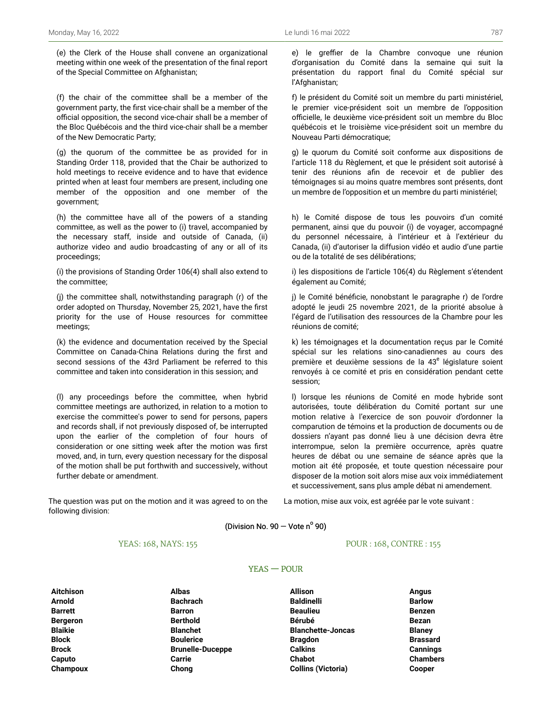(e) the Clerk of the House shall convene an organizational meeting within one week of the presentation of the final report of the Special Committee on Afghanistan;

(f) the chair of the committee shall be a member of the government party, the first vice-chair shall be a member of the official opposition, the second vice-chair shall be a member of the Bloc Québécois and the third vice-chair shall be a member of the New Democratic Party;

(g) the quorum of the committee be as provided for in Standing Order 118, provided that the Chair be authorized to hold meetings to receive evidence and to have that evidence printed when at least four members are present, including one member of the opposition and one member of the government;

(h) the committee have all of the powers of a standing committee, as well as the power to (i) travel, accompanied by the necessary staff, inside and outside of Canada, (ii) authorize video and audio broadcasting of any or all of its proceedings;

(i) the provisions of Standing Order 106(4) shall also extend to the committee;

(j) the committee shall, notwithstanding paragraph (r) of the order adopted on Thursday, November 25, 2021, have the first priority for the use of House resources for committee meetings;

(k) the evidence and documentation received by the Special Committee on Canada-China Relations during the first and second sessions of the 43rd Parliament be referred to this committee and taken into consideration in this session; and

(l) any proceedings before the committee, when hybrid committee meetings are authorized, in relation to a motion to exercise the committee's power to send for persons, papers and records shall, if not previously disposed of, be interrupted upon the earlier of the completion of four hours of consideration or one sitting week after the motion was first moved, and, in turn, every question necessary for the disposal of the motion shall be put forthwith and successively, without further debate or amendment.

e) le greffier de la Chambre convoque une réunion d'organisation du Comité dans la semaine qui suit la présentation du rapport final du Comité spécial sur l'Afghanistan;

f) le président du Comité soit un membre du parti ministériel, le premier vice-président soit un membre de l'opposition officielle, le deuxième vice-président soit un membre du Bloc québécois et le troisième vice-président soit un membre du Nouveau Parti démocratique;

g) le quorum du Comité soit conforme aux dispositions de l'article 118 du Règlement, et que le président soit autorisé à tenir des réunions afin de recevoir et de publier des témoignages si au moins quatre membres sont présents, dont un membre de l'opposition et un membre du parti ministériel;

h) le Comité dispose de tous les pouvoirs d'un comité permanent, ainsi que du pouvoir (i) de voyager, accompagné du personnel nécessaire, à l'intérieur et à l'extérieur du Canada, (ii) d'autoriser la diffusion vidéo et audio d'une partie ou de la totalité de ses délibérations;

i) les dispositions de l'article 106(4) du Règlement s'étendent également au Comité;

j) le Comité bénéficie, nonobstant le paragraphe r) de l'ordre adopté le jeudi 25 novembre 2021, de la priorité absolue à l'égard de l'utilisation des ressources de la Chambre pour les réunions de comité;

k) les témoignages et la documentation reçus par le Comité spécial sur les relations sino-canadiennes au cours des première et deuxième sessions de la 43e législature soient renvoyés à ce comité et pris en considération pendant cette session;

l) lorsque les réunions de Comité en mode hybride sont autorisées, toute délibération du Comité portant sur une motion relative à l'exercice de son pouvoir d'ordonner la comparution de témoins et la production de documents ou de dossiers n'ayant pas donné lieu à une décision devra être interrompue, selon la première occurrence, après quatre heures de débat ou une semaine de séance après que la motion ait été proposée, et toute question nécessaire pour disposer de la motion soit alors mise aux voix immédiatement et successivement, sans plus ample débat ni amendement.

The question was put on the motion and it was agreed to on the following division:

La motion, mise aux voix, est agréée par le vote suivant :

(Division No. 90 — Vote no 90)

YEAS: 168, NAYS: 155

POUR : 168, CONTRE : 155

YEAS — POUR

| | | | |
|---|---|---|---|
| **Aitchison** | **Albas** | **Allison** | **Angus** |
| **Arnold** | **Bachrach** | **Baldinelli** | **Barlow** |
| **Barrett** | **Barron** | **Beaulieu** | **Benzen** |
| **Bergeron** | **Berthold** | **Bérubé** | **Bezan** |
| **Blaikie** | **Blanchet** | **Blanchette-Joncas** | **Blaney** |
| **Block** | **Boulerice** | **Bragdon** | **Brassard** |
| **Brock** | **Brunelle-Duceppe** | **Calkins** | **Cannings** |
| **Caputo** | **Carrie** | **Chabot** | **Chambers** |
| **Champoux** | **Chong** | **Collins (Victoria)** | **Cooper** |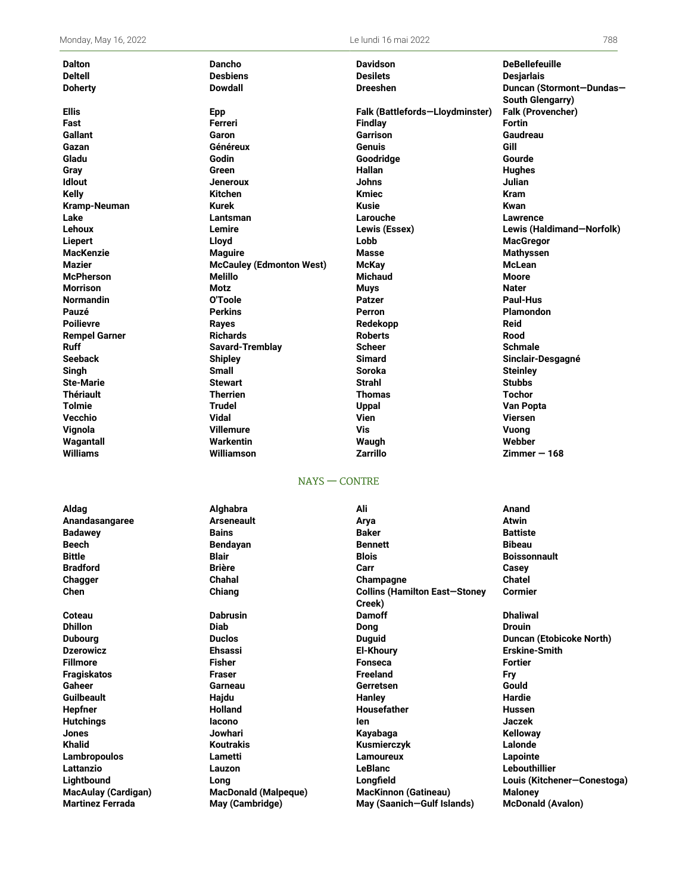| | | | |
|---|---|---|---|
| **Dalton** | **Dancho** | **Davidson** | **DeBellefeuille** |
| **Deltell** | **Desbiens** | **Desilets** | **Desjarlais** |
| **Doherty** | **Dowdall** | **Dreeshen** | **Duncan (Stormont—Dundas—South Glengarry)** |
| **Ellis** | **Epp** | **Falk (Battlefords—Lloydminster)** | **Falk (Provencher)** |
| **Fast** | **Ferreri** | **Findlay** | **Fortin** |
| **Gallant** | **Garon** | **Garrison** | **Gaudreau** |
| **Gazan** | **Généreux** | **Genuis** | **Gill** |
| **Gladu** | **Godin** | **Goodridge** | **Gourde** |
| **Gray** | **Green** | **Hallan** | **Hughes** |
| **Idlout** | **Jeneroux** | **Johns** | **Julian** |
| **Kelly** | **Kitchen** | **Kmiec** | **Kram** |
| **Kramp-Neuman** | **Kurek** | **Kusie** | **Kwan** |
| **Lake** | **Lantsman** | **Larouche** | **Lawrence** |
| **Lehoux** | **Lemire** | **Lewis (Essex)** | **Lewis (Haldimand—Norfolk)** |
| **Liepert** | **Lloyd** | **Lobb** | **MacGregor** |
| **MacKenzie** | **Maguire** | **Masse** | **Mathyssen** |
| **Mazier** | **McCauley (Edmonton West)** | **McKay** | **McLean** |
| **McPherson** | **Melillo** | **Michaud** | **Moore** |
| **Morrison** | **Motz** | **Muys** | **Nater** |
| **Normandin** | **O'Toole** | **Patzer** | **Paul-Hus** |
| **Pauzé** | **Perkins** | **Perron** | **Plamondon** |
| **Poilievre** | **Rayes** | **Redekopp** | **Reid** |
| **Rempel Garner** | **Richards** | **Roberts** | **Rood** |
| **Ruff** | **Savard-Tremblay** | **Scheer** | **Schmale** |
| **Seeback** | **Shipley** | **Simard** | **Sinclair-Desgagné** |
| **Singh** | **Small** | **Soroka** | **Steinley** |
| **Ste-Marie** | **Stewart** | **Strahl** | **Stubbs** |
| **Thériault** | **Therrien** | **Thomas** | **Tochor** |
| **Tolmie** | **Trudel** | **Uppal** | **Van Popta** |
| **Vecchio** | **Vidal** | **Vien** | **Viersen** |
| **Vignola** | **Villemure** | **Vis** | **Vuong** |
| **Wagantall** | **Warkentin** | **Waugh** | **Webber** |
| **Williams** | **Williamson** | **Zarrillo** | **Zimmer — 168** |

NAYS — CONTRE

| | | | |
|---|---|---|---|
| **Aldag** | **Alghabra** | **Ali** | **Anand** |
| **Anandasangaree** | **Arseneault** | **Arya** | **Atwin** |
| **Badawey** | **Bains** | **Baker** | **Battiste** |
| **Beech** | **Bendayan** | **Bennett** | **Bibeau** |
| **Bittle** | **Blair** | **Blois** | **Boissonnault** |
| **Bradford** | **Brière** | **Carr** | **Casey** |
| **Chagger** | **Chahal** | **Champagne** | **Chatel** |
| **Chen** | **Chiang** | **Collins (Hamilton East—Stoney Creek)** | **Cormier** |
| **Coteau** | **Dabrusin** | **Damoff** | **Dhaliwal** |
| **Dhillon** | **Diab** | **Dong** | **Drouin** |
| **Dubourg** | **Duclos** | **Duguid** | **Duncan (Etobicoke North)** |
| **Dzerowicz** | **Ehsassi** | **El-Khoury** | **Erskine-Smith** |
| **Fillmore** | **Fisher** | **Fonseca** | **Fortier** |
| **Fragiskatos** | **Fraser** | **Freeland** | **Fry** |
| **Gaheer** | **Garneau** | **Gerretsen** | **Gould** |
| **Guilbeault** | **Hajdu** | **Hanley** | **Hardie** |
| **Hepfner** | **Holland** | **Housefather** | **Hussen** |
| **Hutchings** | **Iacono** | **Ien** | **Jaczek** |
| **Jones** | **Jowhari** | **Kayabaga** | **Kelloway** |
| **Khalid** | **Koutrakis** | **Kusmierczyk** | **Lalonde** |
| **Lambropoulos** | **Lametti** | **Lamoureux** | **Lapointe** |
| **Lattanzio** | **Lauzon** | **LeBlanc** | **Lebouthillier** |
| **Lightbound** | **Long** | **Longfield** | **Louis (Kitchener—Conestoga)** |
| **MacAulay (Cardigan)** | **MacDonald (Malpeque)** | **MacKinnon (Gatineau)** | **Maloney** |
| **Martinez Ferrada** | **May (Cambridge)** | **May (Saanich—Gulf Islands)** | **McDonald (Avalon)** |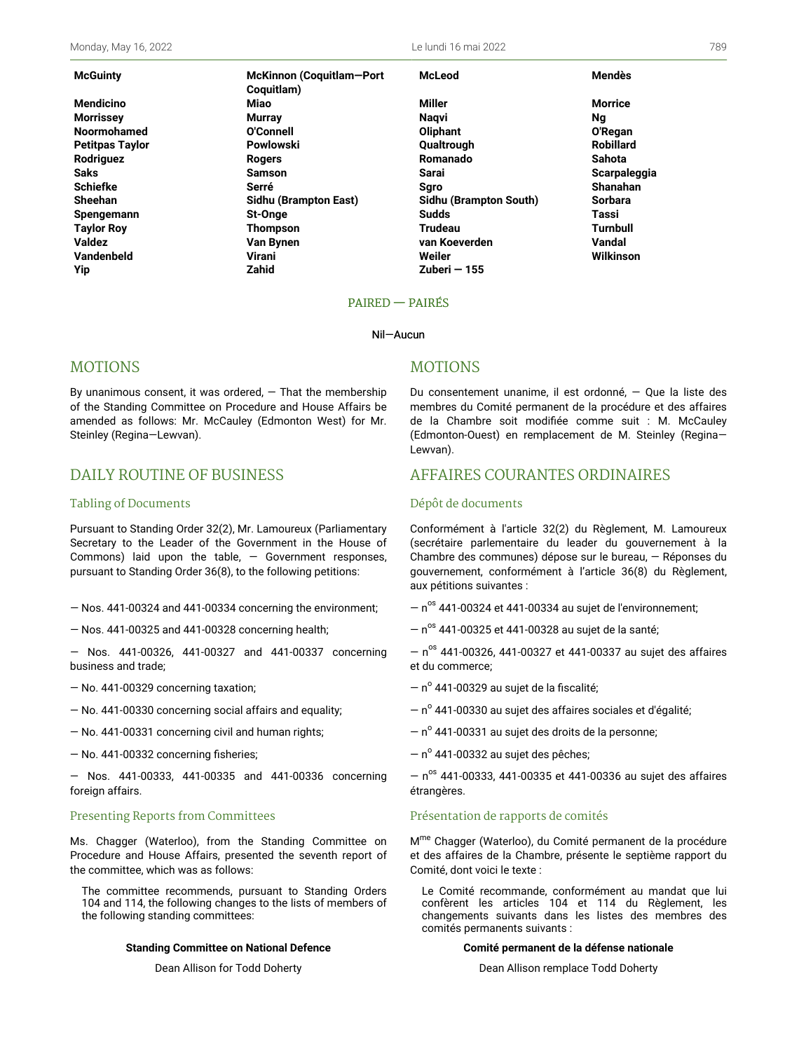| | | | |
|---|---|---|---|
| **McGuinty** | **McKinnon (Coquitlam—Port Coquitlam)** | **McLeod** | **Mendès** |
| **Mendicino** | **Miao** | **Miller** | **Morrice** |
| **Morrissey** | **Murray** | **Naqvi** | **Ng** |
| **Noormohamed** | **O'Connell** | **Oliphant** | **O'Regan** |
| **Petitpas Taylor** | **Powlowski** | **Qualtrough** | **Robillard** |
| **Rodriguez** | **Rogers** | **Romanado** | **Sahota** |
| **Saks** | **Samson** | **Sarai** | **Scarpaleggia** |
| **Schiefke** | **Serré** | **Sgro** | **Shanahan** |
| **Sheehan** | **Sidhu (Brampton East)** | **Sidhu (Brampton South)** | **Sorbara** |
| **Spengemann** | **St-Onge** | **Sudds** | **Tassi** |
| **Taylor Roy** | **Thompson** | **Trudeau** | **Turnbull** |
| **Valdez** | **Van Bynen** | **van Koeverden** | **Vandal** |
| **Vandenbeld** | **Virani** | **Weiler** | **Wilkinson** |
| **Yip** | **Zahid** | **Zuberi — 155** | |

PAIRED — PAIRÉS

Nil—Aucun

## MOTIONS

By unanimous consent, it was ordered, — That the membership of the Standing Committee on Procedure and House Affairs be amended as follows: Mr. McCauley (Edmonton West) for Mr. Steinley (Regina—Lewvan).

## MOTIONS

Du consentement unanime, il est ordonné, — Que la liste des membres du Comité permanent de la procédure et des affaires de la Chambre soit modifiée comme suit : M. McCauley (Edmonton-Ouest) en remplacement de M. Steinley (Regina—Lewvan).

## DAILY ROUTINE OF BUSINESS

### Tabling of Documents

Pursuant to Standing Order 32(2), Mr. Lamoureux (Parliamentary Secretary to the Leader of the Government in the House of Commons) laid upon the table, — Government responses, pursuant to Standing Order 36(8), to the following petitions:

— Nos. 441-00324 and 441-00334 concerning the environment;

— Nos. 441-00325 and 441-00328 concerning health;

— Nos. 441-00326, 441-00327 and 441-00337 concerning business and trade;

— No. 441-00329 concerning taxation;

— No. 441-00330 concerning social affairs and equality;

— No. 441-00331 concerning civil and human rights;

— No. 441-00332 concerning fisheries;

— Nos. 441-00333, 441-00335 and 441-00336 concerning foreign affairs.

### Presenting Reports from Committees

Ms. Chagger (Waterloo), from the Standing Committee on Procedure and House Affairs, presented the seventh report of the committee, which was as follows:

> The committee recommends, pursuant to Standing Orders 104 and 114, the following changes to the lists of members of the following standing committees:

**Standing Committee on National Defence**

Dean Allison for Todd Doherty

## AFFAIRES COURANTES ORDINAIRES

### Dépôt de documents

Conformément à l'article 32(2) du Règlement, M. Lamoureux (secrétaire parlementaire du leader du gouvernement à la Chambre des communes) dépose sur le bureau, — Réponses du gouvernement, conformément à l'article 36(8) du Règlement, aux pétitions suivantes :

— n[os] 441-00324 et 441-00334 au sujet de l'environnement;

— n[os] 441-00325 et 441-00328 au sujet de la santé;

— n[os] 441-00326, 441-00327 et 441-00337 au sujet des affaires et du commerce;

— n[o] 441-00329 au sujet de la fiscalité;

— n[o] 441-00330 au sujet des affaires sociales et d'égalité;

— n[o] 441-00331 au sujet des droits de la personne;

— n[o] 441-00332 au sujet des pêches;

— n[os] 441-00333, 441-00335 et 441-00336 au sujet des affaires étrangères.

### Présentation de rapports de comités

M[me] Chagger (Waterloo), du Comité permanent de la procédure et des affaires de la Chambre, présente le septième rapport du Comité, dont voici le texte :

> Le Comité recommande, conformément au mandat que lui confèrent les articles 104 et 114 du Règlement, les changements suivants dans les listes des membres des comités permanents suivants :

**Comité permanent de la défense nationale**

Dean Allison remplace Todd Doherty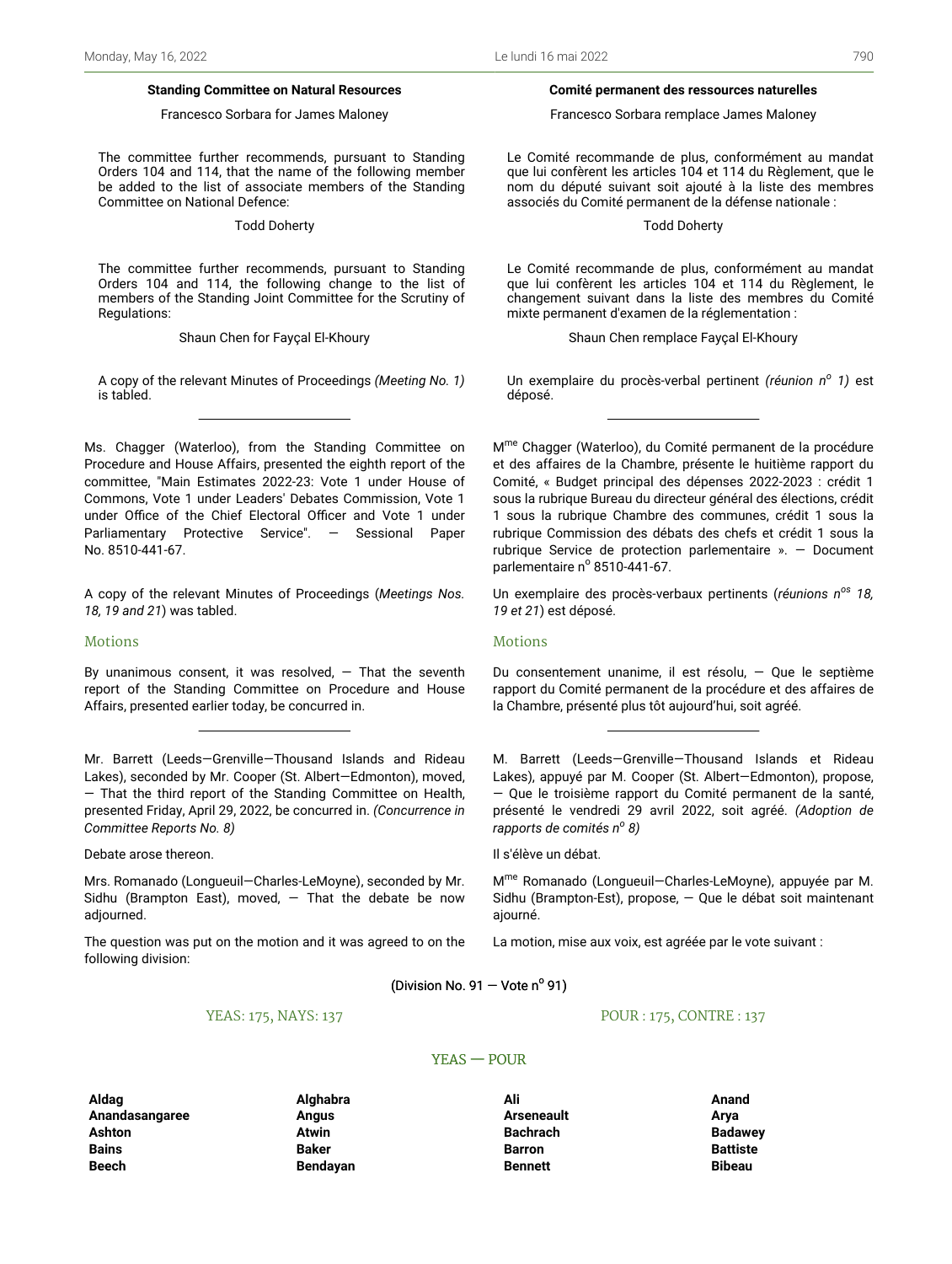**Standing Committee on Natural Resources**

Francesco Sorbara for James Maloney

The committee further recommends, pursuant to Standing Orders 104 and 114, that the name of the following member be added to the list of associate members of the Standing Committee on National Defence:

Todd Doherty

The committee further recommends, pursuant to Standing Orders 104 and 114, the following change to the list of members of the Standing Joint Committee for the Scrutiny of Regulations:

Shaun Chen for Fayçal El-Khoury

A copy of the relevant Minutes of Proceedings *(Meeting No. 1)* is tabled.

---

Ms. Chagger (Waterloo), from the Standing Committee on Procedure and House Affairs, presented the eighth report of the committee, "Main Estimates 2022-23: Vote 1 under House of Commons, Vote 1 under Leaders' Debates Commission, Vote 1 under Office of the Chief Electoral Officer and Vote 1 under Parliamentary Protective Service". — Sessional Paper No. 8510-441-67.

A copy of the relevant Minutes of Proceedings (*Meetings Nos. 18, 19 and 21*) was tabled.

## Motions

By unanimous consent, it was resolved, — That the seventh report of the Standing Committee on Procedure and House Affairs, presented earlier today, be concurred in.

---

Mr. Barrett (Leeds—Grenville—Thousand Islands and Rideau Lakes), seconded by Mr. Cooper (St. Albert—Edmonton), moved, — That the third report of the Standing Committee on Health, presented Friday, April 29, 2022, be concurred in. *(Concurrence in Committee Reports No. 8)*

Debate arose thereon.

Mrs. Romanado (Longueuil—Charles-LeMoyne), seconded by Mr. Sidhu (Brampton East), moved, — That the debate be now adjourned.

The question was put on the motion and it was agreed to on the following division:

**Comité permanent des ressources naturelles**

Francesco Sorbara remplace James Maloney

Le Comité recommande de plus, conformément au mandat que lui confèrent les articles 104 et 114 du Règlement, que le nom du député suivant soit ajouté à la liste des membres associés du Comité permanent de la défense nationale :

Todd Doherty

Le Comité recommande de plus, conformément au mandat que lui confèrent les articles 104 et 114 du Règlement, le changement suivant dans la liste des membres du Comité mixte permanent d'examen de la réglementation :

Shaun Chen remplace Fayçal El-Khoury

Un exemplaire du procès-verbal pertinent *(réunion n^o 1)* est déposé.

---

M^me Chagger (Waterloo), du Comité permanent de la procédure et des affaires de la Chambre, présente le huitième rapport du Comité, « Budget principal des dépenses 2022-2023 : crédit 1 sous la rubrique Bureau du directeur général des élections, crédit 1 sous la rubrique Chambre des communes, crédit 1 sous la rubrique Commission des débats des chefs et crédit 1 sous la rubrique Service de protection parlementaire ». — Document parlementaire n^o 8510-441-67.

Un exemplaire des procès-verbaux pertinents (*réunions n^os 18, 19 et 21*) est déposé.

## Motions

Du consentement unanime, il est résolu, — Que le septième rapport du Comité permanent de la procédure et des affaires de la Chambre, présenté plus tôt aujourd'hui, soit agréé.

---

M. Barrett (Leeds—Grenville—Thousand Islands et Rideau Lakes), appuyé par M. Cooper (St. Albert—Edmonton), propose, — Que le troisième rapport du Comité permanent de la santé, présenté le vendredi 29 avril 2022, soit agréé. *(Adoption de rapports de comités n^o 8)*

Il s'élève un débat.

M^me Romanado (Longueuil—Charles-LeMoyne), appuyée par M. Sidhu (Brampton-Est), propose, — Que le débat soit maintenant ajourné.

La motion, mise aux voix, est agréée par le vote suivant :

(Division No. 91 — Vote n^o 91)

YEAS: 175, NAYS: 137

POUR : 175, CONTRE : 137

YEAS — POUR

| | | | |
|---|---|---|---|
| **Aldag** | **Alghabra** | **Ali** | **Anand** |
| **Anandasangaree** | **Angus** | **Arseneault** | **Arya** |
| **Ashton** | **Atwin** | **Bachrach** | **Badawey** |
| **Bains** | **Baker** | **Barron** | **Battiste** |
| **Beech** | **Bendayan** | **Bennett** | **Bibeau** |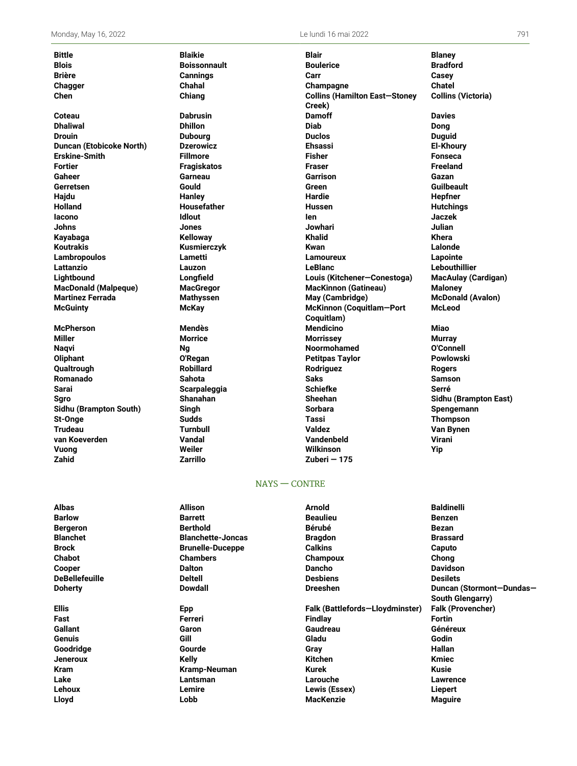**Bittle** **Blaikie** **Blair** **Blaney**
**Blois** **Boissonnault** **Boulerice** **Bradford**
**Brière** **Cannings** **Carr** **Casey**
**Chagger** **Chahal** **Champagne** **Chatel**
**Chen** **Chiang** **Collins (Hamilton East—Stoney Creek)** **Collins (Victoria)**
**Coteau** **Dabrusin** **Damoff** **Davies**
**Dhaliwal** **Dhillon** **Diab** **Dong**
**Drouin** **Dubourg** **Duclos** **Duguid**
**Duncan (Etobicoke North)** **Dzerowicz** **Ehsassi** **El-Khoury**
**Erskine-Smith** **Fillmore** **Fisher** **Fonseca**
**Fortier** **Fragiskatos** **Fraser** **Freeland**
**Gaheer** **Garneau** **Garrison** **Gazan**
**Gerretsen** **Gould** **Green** **Guilbeault**
**Hajdu** **Hanley** **Hardie** **Hepfner**
**Holland** **Housefather** **Hussen** **Hutchings**
**Iacono** **Idlout** **Ien** **Jaczek**
**Johns** **Jones** **Jowhari** **Julian**
**Kayabaga** **Kelloway** **Khalid** **Khera**
**Koutrakis** **Kusmierczyk** **Kwan** **Lalonde**
**Lambropoulos** **Lametti** **Lamoureux** **Lapointe**
**Lattanzio** **Lauzon** **LeBlanc** **Lebouthillier**
**Lightbound** **Longfield** **Louis (Kitchener—Conestoga)** **MacAulay (Cardigan)**
**MacDonald (Malpeque)** **MacGregor** **MacKinnon (Gatineau)** **Maloney**
**Martinez Ferrada** **Mathyssen** **May (Cambridge)** **McDonald (Avalon)**
**McGuinty** **McKay** **McKinnon (Coquitlam—Port Coquitlam)** **McLeod**
**McPherson** **Mendès** **Mendicino** **Miao**
**Miller** **Morrice** **Morrissey** **Murray**
**Naqvi** **Ng** **Noormohamed** **O'Connell**
**Oliphant** **O'Regan** **Petitpas Taylor** **Powlowski**
**Qualtrough** **Robillard** **Rodriguez** **Rogers**
**Romanado** **Sahota** **Saks** **Samson**
**Sarai** **Scarpaleggia** **Schiefke** **Serré**
**Sgro** **Shanahan** **Sheehan** **Sidhu (Brampton East)**
**Sidhu (Brampton South)** **Singh** **Sorbara** **Spengemann**
**St-Onge** **Sudds** **Tassi** **Thompson**
**Trudeau** **Turnbull** **Valdez** **Van Bynen**
**van Koeverden** **Vandal** **Vandenbeld** **Virani**
**Vuong** **Weiler** **Wilkinson** **Yip**
**Zahid** **Zarrillo** **Zuberi — 175**

NAYS — CONTRE

**Albas** **Allison** **Arnold** **Baldinelli**
**Barlow** **Barrett** **Beaulieu** **Benzen**
**Bergeron** **Berthold** **Bérubé** **Bezan**
**Blanchet** **Blanchette-Joncas** **Bragdon** **Brassard**
**Brock** **Brunelle-Duceppe** **Calkins** **Caputo**
**Chabot** **Chambers** **Champoux** **Chong**
**Cooper** **Dalton** **Dancho** **Davidson**
**DeBellefeuille** **Deltell** **Desbiens** **Desilets**
**Doherty** **Dowdall** **Dreeshen** **Duncan (Stormont—Dundas—South Glengarry)**
**Ellis** **Epp** **Falk (Battlefords—Lloydminster)** **Falk (Provencher)**
**Fast** **Ferreri** **Findlay** **Fortin**
**Gallant** **Garon** **Gaudreau** **Généreux**
**Genuis** **Gill** **Gladu** **Godin**
**Goodridge** **Gourde** **Gray** **Hallan**
**Jeneroux** **Kelly** **Kitchen** **Kmiec**
**Kram** **Kramp-Neuman** **Kurek** **Kusie**
**Lake** **Lantsman** **Larouche** **Lawrence**
**Lehoux** **Lemire** **Lewis (Essex)** **Liepert**
**Lloyd** **Lobb** **MacKenzie** **Maguire**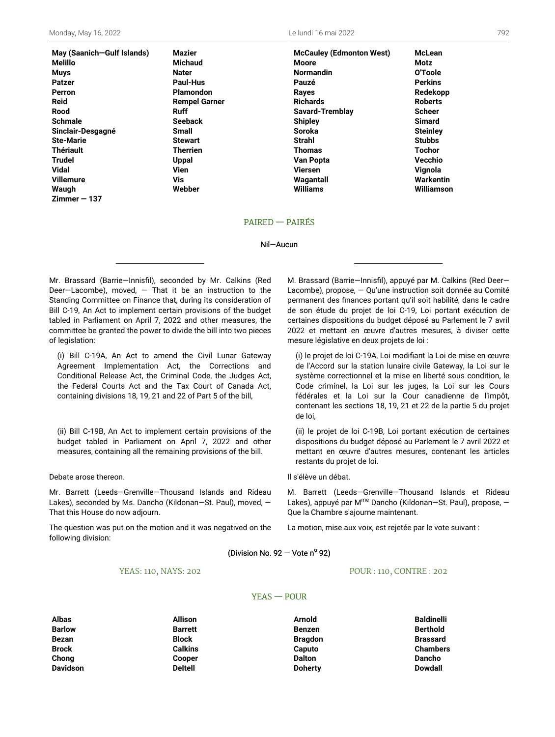| | | | |
|---|---|---|---|
| **May (Saanich—Gulf Islands)** | **Mazier** | **McCauley (Edmonton West)** | **McLean** |
| **Melillo** | **Michaud** | **Moore** | **Motz** |
| **Muys** | **Nater** | **Normandin** | **O'Toole** |
| **Patzer** | **Paul-Hus** | **Pauzé** | **Perkins** |
| **Perron** | **Plamondon** | **Rayes** | **Redekopp** |
| **Reid** | **Rempel Garner** | **Richards** | **Roberts** |
| **Rood** | **Ruff** | **Savard-Tremblay** | **Scheer** |
| **Schmale** | **Seeback** | **Shipley** | **Simard** |
| **Sinclair-Desgagné** | **Small** | **Soroka** | **Steinley** |
| **Ste-Marie** | **Stewart** | **Strahl** | **Stubbs** |
| **Thériault** | **Therrien** | **Thomas** | **Tochor** |
| **Trudel** | **Uppal** | **Van Popta** | **Vecchio** |
| **Vidal** | **Vien** | **Viersen** | **Vignola** |
| **Villemure** | **Vis** | **Wagantall** | **Warkentin** |
| **Waugh** | **Webber** | **Williams** | **Williamson** |
| **Zimmer — 137** | | | |

PAIRED — PAIRÉS

Nil—Aucun

Mr. Brassard (Barrie—Innisfil), seconded by Mr. Calkins (Red Deer—Lacombe), moved, — That it be an instruction to the Standing Committee on Finance that, during its consideration of Bill C-19, An Act to implement certain provisions of the budget tabled in Parliament on April 7, 2022 and other measures, the committee be granted the power to divide the bill into two pieces of legislation:

(i) Bill C-19A, An Act to amend the Civil Lunar Gateway Agreement Implementation Act, the Corrections and Conditional Release Act, the Criminal Code, the Judges Act, the Federal Courts Act and the Tax Court of Canada Act, containing divisions 18, 19, 21 and 22 of Part 5 of the bill,

(ii) Bill C-19B, An Act to implement certain provisions of the budget tabled in Parliament on April 7, 2022 and other measures, containing all the remaining provisions of the bill.

Debate arose thereon.

Mr. Barrett (Leeds—Grenville—Thousand Islands and Rideau Lakes), seconded by Ms. Dancho (Kildonan—St. Paul), moved, — That this House do now adjourn.

The question was put on the motion and it was negatived on the following division:

M. Brassard (Barrie—Innisfil), appuyé par M. Calkins (Red Deer—Lacombe), propose, — Qu'une instruction soit donnée au Comité permanent des finances portant qu'il soit habilité, dans le cadre de son étude du projet de loi C-19, Loi portant exécution de certaines dispositions du budget déposé au Parlement le 7 avril 2022 et mettant en œuvre d'autres mesures, à diviser cette mesure législative en deux projets de loi :

(i) le projet de loi C-19A, Loi modifiant la Loi de mise en œuvre de l'Accord sur la station lunaire civile Gateway, la Loi sur le système correctionnel et la mise en liberté sous condition, le Code criminel, la Loi sur les juges, la Loi sur les Cours fédérales et la Loi sur la Cour canadienne de l'impôt, contenant les sections 18, 19, 21 et 22 de la partie 5 du projet de loi,

(ii) le projet de loi C-19B, Loi portant exécution de certaines dispositions du budget déposé au Parlement le 7 avril 2022 et mettant en œuvre d'autres mesures, contenant les articles restants du projet de loi.

Il s'élève un débat.

M. Barrett (Leeds—Grenville—Thousand Islands et Rideau Lakes), appuyé par M[me] Dancho (Kildonan—St. Paul), propose, — Que la Chambre s'ajourne maintenant.

La motion, mise aux voix, est rejetée par le vote suivant :

(Division No. 92 — Vote n° 92)

YEAS: 110, NAYS: 202 — POUR : 110, CONTRE : 202

YEAS — POUR

| | | | |
|---|---|---|---|
| **Albas** | **Allison** | **Arnold** | **Baldinelli** |
| **Barlow** | **Barrett** | **Benzen** | **Berthold** |
| **Bezan** | **Block** | **Bragdon** | **Brassard** |
| **Brock** | **Calkins** | **Caputo** | **Chambers** |
| **Chong** | **Cooper** | **Dalton** | **Dancho** |
| **Davidson** | **Deltell** | **Doherty** | **Dowdall** |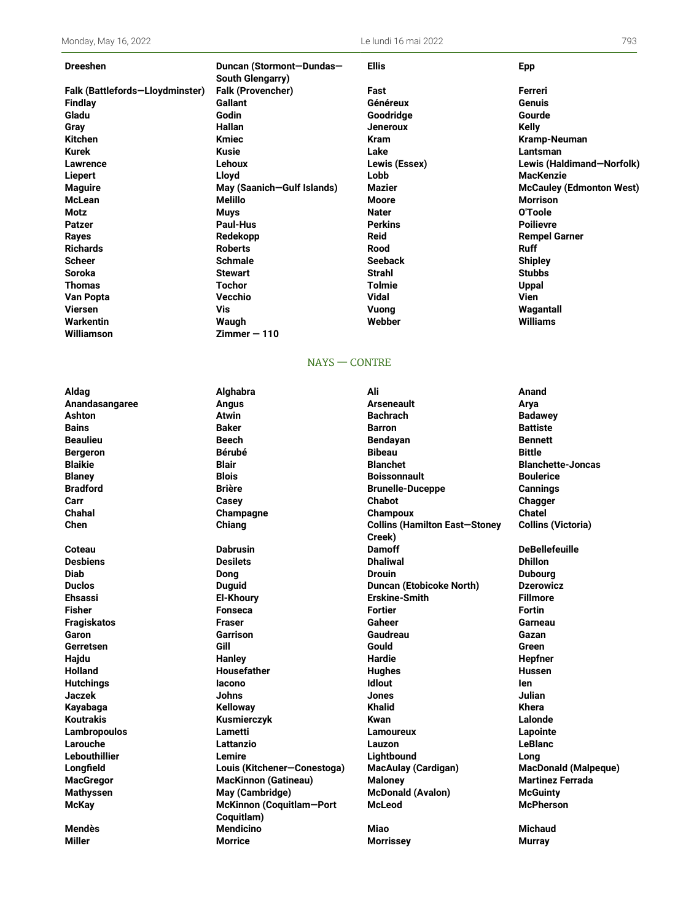| | | | |
|---|---|---|---|
| **Dreeshen** | **Duncan (Stormont—Dundas—South Glengarry)** | **Ellis** | **Epp** |
| **Falk (Battlefords—Lloydminster)** | **Falk (Provencher)** | **Fast** | **Ferreri** |
| **Findlay** | **Gallant** | **Généreux** | **Genuis** |
| **Gladu** | **Godin** | **Goodridge** | **Gourde** |
| **Gray** | **Hallan** | **Jeneroux** | **Kelly** |
| **Kitchen** | **Kmiec** | **Kram** | **Kramp-Neuman** |
| **Kurek** | **Kusie** | **Lake** | **Lantsman** |
| **Lawrence** | **Lehoux** | **Lewis (Essex)** | **Lewis (Haldimand—Norfolk)** |
| **Liepert** | **Lloyd** | **Lobb** | **MacKenzie** |
| **Maguire** | **May (Saanich—Gulf Islands)** | **Mazier** | **McCauley (Edmonton West)** |
| **McLean** | **Melillo** | **Moore** | **Morrison** |
| **Motz** | **Muys** | **Nater** | **O'Toole** |
| **Patzer** | **Paul-Hus** | **Perkins** | **Poilievre** |
| **Rayes** | **Redekopp** | **Reid** | **Rempel Garner** |
| **Richards** | **Roberts** | **Rood** | **Ruff** |
| **Scheer** | **Schmale** | **Seeback** | **Shipley** |
| **Soroka** | **Stewart** | **Strahl** | **Stubbs** |
| **Thomas** | **Tochor** | **Tolmie** | **Uppal** |
| **Van Popta** | **Vecchio** | **Vidal** | **Vien** |
| **Viersen** | **Vis** | **Vuong** | **Wagantall** |
| **Warkentin** | **Waugh** | **Webber** | **Williams** |
| **Williamson** | **Zimmer — 110** | | |

NAYS — CONTRE

| | | | |
|---|---|---|---|
| **Aldag** | **Alghabra** | **Ali** | **Anand** |
| **Anandasangaree** | **Angus** | **Arseneault** | **Arya** |
| **Ashton** | **Atwin** | **Bachrach** | **Badawey** |
| **Bains** | **Baker** | **Barron** | **Battiste** |
| **Beaulieu** | **Beech** | **Bendayan** | **Bennett** |
| **Bergeron** | **Bérubé** | **Bibeau** | **Bittle** |
| **Blaikie** | **Blair** | **Blanchet** | **Blanchette-Joncas** |
| **Blaney** | **Blois** | **Boissonnault** | **Boulerice** |
| **Bradford** | **Brière** | **Brunelle-Duceppe** | **Cannings** |
| **Carr** | **Casey** | **Chabot** | **Chagger** |
| **Chahal** | **Champagne** | **Champoux** | **Chatel** |
| **Chen** | **Chiang** | **Collins (Hamilton East—Stoney Creek)** | **Collins (Victoria)** |
| **Coteau** | **Dabrusin** | **Damoff** | **DeBellefeuille** |
| **Desbiens** | **Desilets** | **Dhaliwal** | **Dhillon** |
| **Diab** | **Dong** | **Drouin** | **Dubourg** |
| **Duclos** | **Duguid** | **Duncan (Etobicoke North)** | **Dzerowicz** |
| **Ehsassi** | **El-Khoury** | **Erskine-Smith** | **Fillmore** |
| **Fisher** | **Fonseca** | **Fortier** | **Fortin** |
| **Fragiskatos** | **Fraser** | **Gaheer** | **Garneau** |
| **Garon** | **Garrison** | **Gaudreau** | **Gazan** |
| **Gerretsen** | **Gill** | **Gould** | **Green** |
| **Hajdu** | **Hanley** | **Hardie** | **Hepfner** |
| **Holland** | **Housefather** | **Hughes** | **Hussen** |
| **Hutchings** | **Iacono** | **Idlout** | **Ien** |
| **Jaczek** | **Johns** | **Jones** | **Julian** |
| **Kayabaga** | **Kelloway** | **Khalid** | **Khera** |
| **Koutrakis** | **Kusmierczyk** | **Kwan** | **Lalonde** |
| **Lambropoulos** | **Lametti** | **Lamoureux** | **Lapointe** |
| **Larouche** | **Lattanzio** | **Lauzon** | **LeBlanc** |
| **Lebouthillier** | **Lemire** | **Lightbound** | **Long** |
| **Longfield** | **Louis (Kitchener—Conestoga)** | **MacAulay (Cardigan)** | **MacDonald (Malpeque)** |
| **MacGregor** | **MacKinnon (Gatineau)** | **Maloney** | **Martinez Ferrada** |
| **Mathyssen** | **May (Cambridge)** | **McDonald (Avalon)** | **McGuinty** |
| **McKay** | **McKinnon (Coquitlam—Port Coquitlam)** | **McLeod** | **McPherson** |
| **Mendès** | **Mendicino** | **Miao** | **Michaud** |
| **Miller** | **Morrice** | **Morrissey** | **Murray** |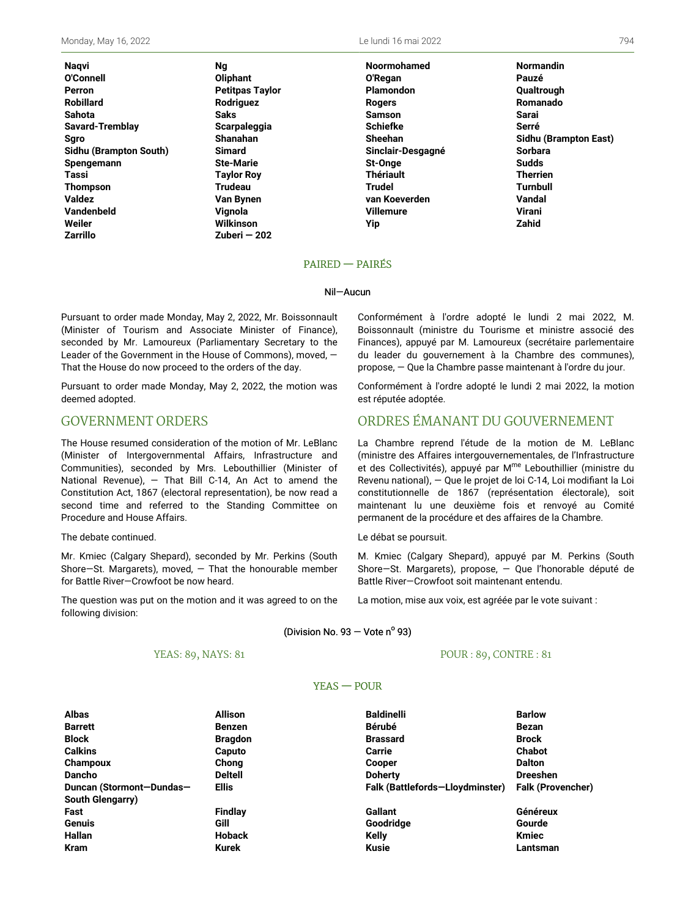| | | | |
|---|---|---|---|
| **Naqvi** | **Ng** | **Noormohamed** | **Normandin** |
| **O'Connell** | **Oliphant** | **O'Regan** | **Pauzé** |
| **Perron** | **Petitpas Taylor** | **Plamondon** | **Qualtrough** |
| **Robillard** | **Rodriguez** | **Rogers** | **Romanado** |
| **Sahota** | **Saks** | **Samson** | **Sarai** |
| **Savard-Tremblay** | **Scarpaleggia** | **Schiefke** | **Serré** |
| **Sgro** | **Shanahan** | **Sheehan** | **Sidhu (Brampton East)** |
| **Sidhu (Brampton South)** | **Simard** | **Sinclair-Desgagné** | **Sorbara** |
| **Spengemann** | **Ste-Marie** | **St-Onge** | **Sudds** |
| **Tassi** | **Taylor Roy** | **Thériault** | **Therrien** |
| **Thompson** | **Trudeau** | **Trudel** | **Turnbull** |
| **Valdez** | **Van Bynen** | **van Koeverden** | **Vandal** |
| **Vandenbeld** | **Vignola** | **Villemure** | **Virani** |
| **Weiler** | **Wilkinson** | **Yip** | **Zahid** |
| **Zarrillo** | **Zuberi — 202** | | |

## PAIRED — PAIRÉS

Nil—Aucun

Pursuant to order made Monday, May 2, 2022, Mr. Boissonnault (Minister of Tourism and Associate Minister of Finance), seconded by Mr. Lamoureux (Parliamentary Secretary to the Leader of the Government in the House of Commons), moved, — That the House do now proceed to the orders of the day.

Pursuant to order made Monday, May 2, 2022, the motion was deemed adopted.

Conformément à l'ordre adopté le lundi 2 mai 2022, M. Boissonnault (ministre du Tourisme et ministre associé des Finances), appuyé par M. Lamoureux (secrétaire parlementaire du leader du gouvernement à la Chambre des communes), propose, — Que la Chambre passe maintenant à l'ordre du jour.

Conformément à l'ordre adopté le lundi 2 mai 2022, la motion est réputée adoptée.

## GOVERNMENT ORDERS

The House resumed consideration of the motion of Mr. LeBlanc (Minister of Intergovernmental Affairs, Infrastructure and Communities), seconded by Mrs. Lebouthillier (Minister of National Revenue), — That Bill C-14, An Act to amend the Constitution Act, 1867 (electoral representation), be now read a second time and referred to the Standing Committee on Procedure and House Affairs.

The debate continued.

Mr. Kmiec (Calgary Shepard), seconded by Mr. Perkins (South Shore—St. Margarets), moved, — That the honourable member for Battle River—Crowfoot be now heard.

The question was put on the motion and it was agreed to on the following division:

## ORDRES ÉMANANT DU GOUVERNEMENT

La Chambre reprend l'étude de la motion de M. LeBlanc (ministre des Affaires intergouvernementales, de l'Infrastructure et des Collectivités), appuyé par M[me] Lebouthillier (ministre du Revenu national), — Que le projet de loi C-14, Loi modifiant la Loi constitutionnelle de 1867 (représentation électorale), soit maintenant lu une deuxième fois et renvoyé au Comité permanent de la procédure et des affaires de la Chambre.

Le débat se poursuit.

M. Kmiec (Calgary Shepard), appuyé par M. Perkins (South Shore—St. Margarets), propose, — Que l'honorable député de Battle River—Crowfoot soit maintenant entendu.

La motion, mise aux voix, est agréée par le vote suivant :

(Division No. 93 — Vote n[o] 93)

YEAS: 89, NAYS: 81 — POUR : 89, CONTRE : 81

## YEAS — POUR

| | | | |
|---|---|---|---|
| **Albas** | **Allison** | **Baldinelli** | **Barlow** |
| **Barrett** | **Benzen** | **Bérubé** | **Bezan** |
| **Block** | **Bragdon** | **Brassard** | **Brock** |
| **Calkins** | **Caputo** | **Carrie** | **Chabot** |
| **Champoux** | **Chong** | **Cooper** | **Dalton** |
| **Dancho** | **Deltell** | **Doherty** | **Dreeshen** |
| **Duncan (Stormont—Dundas—South Glengarry)** | **Ellis** | **Falk (Battlefords—Lloydminster)** | **Falk (Provencher)** |
| **Fast** | **Findlay** | **Gallant** | **Généreux** |
| **Genuis** | **Gill** | **Goodridge** | **Gourde** |
| **Hallan** | **Hoback** | **Kelly** | **Kmiec** |
| **Kram** | **Kurek** | **Kusie** | **Lantsman** |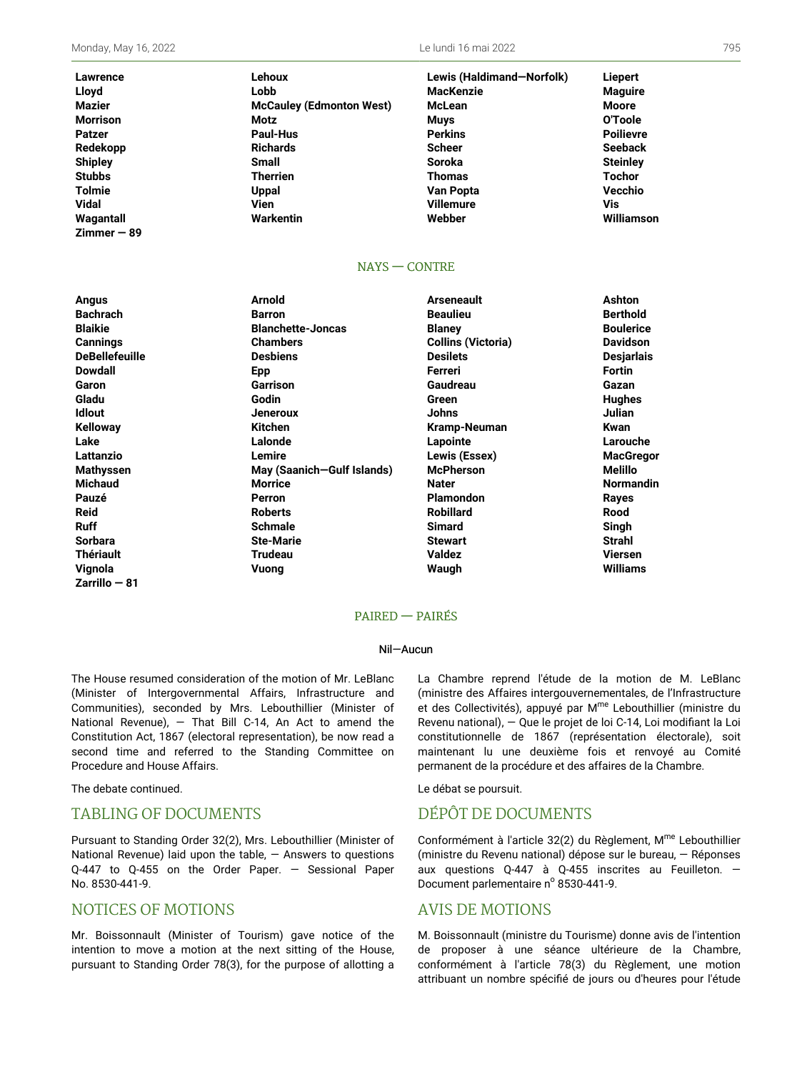| | | | |
|---|---|---|---|
| **Lawrence** | **Lehoux** | **Lewis (Haldimand—Norfolk)** | **Liepert** |
| **Lloyd** | **Lobb** | **MacKenzie** | **Maguire** |
| **Mazier** | **McCauley (Edmonton West)** | **McLean** | **Moore** |
| **Morrison** | **Motz** | **Muys** | **O'Toole** |
| **Patzer** | **Paul-Hus** | **Perkins** | **Poilievre** |
| **Redekopp** | **Richards** | **Scheer** | **Seeback** |
| **Shipley** | **Small** | **Soroka** | **Steinley** |
| **Stubbs** | **Therrien** | **Thomas** | **Tochor** |
| **Tolmie** | **Uppal** | **Van Popta** | **Vecchio** |
| **Vidal** | **Vien** | **Villemure** | **Vis** |
| **Wagantall** | **Warkentin** | **Webber** | **Williamson** |
| **Zimmer — 89** | | | |

NAYS — CONTRE

| | | | |
|---|---|---|---|
| **Angus** | **Arnold** | **Arseneault** | **Ashton** |
| **Bachrach** | **Barron** | **Beaulieu** | **Berthold** |
| **Blaikie** | **Blanchette-Joncas** | **Blaney** | **Boulerice** |
| **Cannings** | **Chambers** | **Collins (Victoria)** | **Davidson** |
| **DeBellefeuille** | **Desbiens** | **Desilets** | **Desjarlais** |
| **Dowdall** | **Epp** | **Ferreri** | **Fortin** |
| **Garon** | **Garrison** | **Gaudreau** | **Gazan** |
| **Gladu** | **Godin** | **Green** | **Hughes** |
| **Idlout** | **Jeneroux** | **Johns** | **Julian** |
| **Kelloway** | **Kitchen** | **Kramp-Neuman** | **Kwan** |
| **Lake** | **Lalonde** | **Lapointe** | **Larouche** |
| **Lattanzio** | **Lemire** | **Lewis (Essex)** | **MacGregor** |
| **Mathyssen** | **May (Saanich—Gulf Islands)** | **McPherson** | **Melillo** |
| **Michaud** | **Morrice** | **Nater** | **Normandin** |
| **Pauzé** | **Perron** | **Plamondon** | **Rayes** |
| **Reid** | **Roberts** | **Robillard** | **Rood** |
| **Ruff** | **Schmale** | **Simard** | **Singh** |
| **Sorbara** | **Ste-Marie** | **Stewart** | **Strahl** |
| **Thériault** | **Trudeau** | **Valdez** | **Viersen** |
| **Vignola** | **Vuong** | **Waugh** | **Williams** |
| **Zarrillo — 81** | | | |

PAIRED — PAIRÉS

Nil—Aucun

The House resumed consideration of the motion of Mr. LeBlanc (Minister of Intergovernmental Affairs, Infrastructure and Communities), seconded by Mrs. Lebouthillier (Minister of National Revenue), — That Bill C-14, An Act to amend the Constitution Act, 1867 (electoral representation), be now read a second time and referred to the Standing Committee on Procedure and House Affairs.

The debate continued.

## TABLING OF DOCUMENTS

Pursuant to Standing Order 32(2), Mrs. Lebouthillier (Minister of National Revenue) laid upon the table, — Answers to questions Q-447 to Q-455 on the Order Paper. — Sessional Paper No. 8530-441-9.

## NOTICES OF MOTIONS

Mr. Boissonnault (Minister of Tourism) gave notice of the intention to move a motion at the next sitting of the House, pursuant to Standing Order 78(3), for the purpose of allotting a

La Chambre reprend l'étude de la motion de M. LeBlanc (ministre des Affaires intergouvernementales, de l'Infrastructure et des Collectivités), appuyé par M[me] Lebouthillier (ministre du Revenu national), — Que le projet de loi C-14, Loi modifiant la Loi constitutionnelle de 1867 (représentation électorale), soit maintenant lu une deuxième fois et renvoyé au Comité permanent de la procédure et des affaires de la Chambre.

Le débat se poursuit.

## DÉPÔT DE DOCUMENTS

Conformément à l'article 32(2) du Règlement, M[me] Lebouthillier (ministre du Revenu national) dépose sur le bureau, — Réponses aux questions Q-447 à Q-455 inscrites au Feuilleton. — Document parlementaire n[o] 8530-441-9.

## AVIS DE MOTIONS

M. Boissonnault (ministre du Tourisme) donne avis de l'intention de proposer à une séance ultérieure de la Chambre, conformément à l'article 78(3) du Règlement, une motion attribuant un nombre spécifié de jours ou d'heures pour l'étude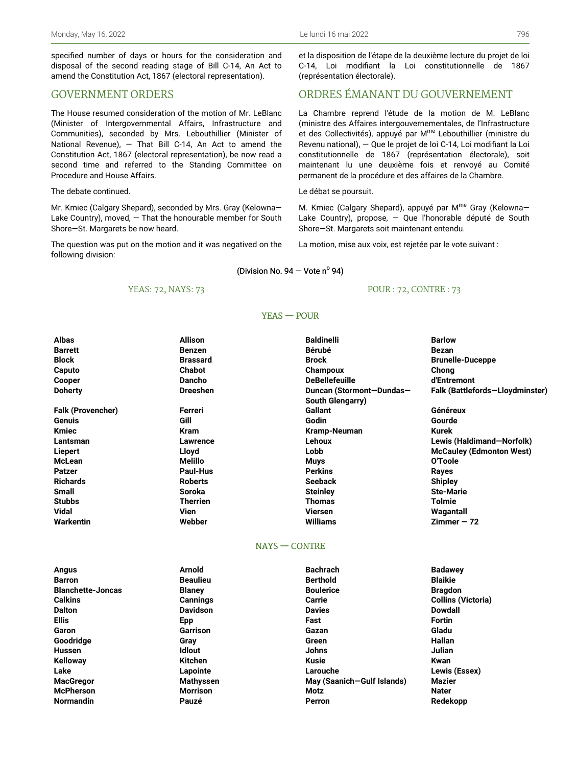specified number of days or hours for the consideration and disposal of the second reading stage of Bill C-14, An Act to amend the Constitution Act, 1867 (electoral representation).

et la disposition de l'étape de la deuxième lecture du projet de loi C-14, Loi modifiant la Loi constitutionnelle de 1867 (représentation électorale).

## GOVERNMENT ORDERS

## ORDRES ÉMANANT DU GOUVERNEMENT

The House resumed consideration of the motion of Mr. LeBlanc (Minister of Intergovernmental Affairs, Infrastructure and Communities), seconded by Mrs. Lebouthillier (Minister of National Revenue), — That Bill C-14, An Act to amend the Constitution Act, 1867 (electoral representation), be now read a second time and referred to the Standing Committee on Procedure and House Affairs.

La Chambre reprend l'étude de la motion de M. LeBlanc (ministre des Affaires intergouvernementales, de l'Infrastructure et des Collectivités), appuyé par M$^{me}$ Lebouthillier (ministre du Revenu national), — Que le projet de loi C-14, Loi modifiant la Loi constitutionnelle de 1867 (représentation électorale), soit maintenant lu une deuxième fois et renvoyé au Comité permanent de la procédure et des affaires de la Chambre.

The debate continued.

Le débat se poursuit.

Mr. Kmiec (Calgary Shepard), seconded by Mrs. Gray (Kelowna—Lake Country), moved, — That the honourable member for South Shore—St. Margarets be now heard.

M. Kmiec (Calgary Shepard), appuyé par M$^{me}$ Gray (Kelowna—Lake Country), propose, — Que l'honorable député de South Shore—St. Margarets soit maintenant entendu.

The question was put on the motion and it was negatived on the following division:

La motion, mise aux voix, est rejetée par le vote suivant :

(Division No. 94 — Vote n$^{o}$ 94)

YEAS: 72, NAYS: 73

POUR : 72, CONTRE : 73

YEAS — POUR

| | | | |
|---|---|---|---|
| **Albas** | **Allison** | **Baldinelli** | **Barlow** |
| **Barrett** | **Benzen** | **Bérubé** | **Bezan** |
| **Block** | **Brassard** | **Brock** | **Brunelle-Duceppe** |
| **Caputo** | **Chabot** | **Champoux** | **Chong** |
| **Cooper** | **Dancho** | **DeBellefeuille** | **d'Entremont** |
| **Doherty** | **Dreeshen** | **Duncan (Stormont—Dundas—South Glengarry)** | **Falk (Battlefords—Lloydminster)** |
| **Falk (Provencher)** | **Ferreri** | **Gallant** | **Généreux** |
| **Genuis** | **Gill** | **Godin** | **Gourde** |
| **Kmiec** | **Kram** | **Kramp-Neuman** | **Kurek** |
| **Lantsman** | **Lawrence** | **Lehoux** | **Lewis (Haldimand—Norfolk)** |
| **Liepert** | **Lloyd** | **Lobb** | **McCauley (Edmonton West)** |
| **McLean** | **Melillo** | **Muys** | **O'Toole** |
| **Patzer** | **Paul-Hus** | **Perkins** | **Rayes** |
| **Richards** | **Roberts** | **Seeback** | **Shipley** |
| **Small** | **Soroka** | **Steinley** | **Ste-Marie** |
| **Stubbs** | **Therrien** | **Thomas** | **Tolmie** |
| **Vidal** | **Vien** | **Viersen** | **Wagantall** |
| **Warkentin** | **Webber** | **Williams** | **Zimmer — 72** |

NAYS — CONTRE

| | | | |
|---|---|---|---|
| **Angus** | **Arnold** | **Bachrach** | **Badawey** |
| **Barron** | **Beaulieu** | **Berthold** | **Blaikie** |
| **Blanchette-Joncas** | **Blaney** | **Boulerice** | **Bragdon** |
| **Calkins** | **Cannings** | **Carrie** | **Collins (Victoria)** |
| **Dalton** | **Davidson** | **Davies** | **Dowdall** |
| **Ellis** | **Epp** | **Fast** | **Fortin** |
| **Garon** | **Garrison** | **Gazan** | **Gladu** |
| **Goodridge** | **Gray** | **Green** | **Hallan** |
| **Hussen** | **Idlout** | **Johns** | **Julian** |
| **Kelloway** | **Kitchen** | **Kusie** | **Kwan** |
| **Lake** | **Lapointe** | **Larouche** | **Lewis (Essex)** |
| **MacGregor** | **Mathyssen** | **May (Saanich—Gulf Islands)** | **Mazier** |
| **McPherson** | **Morrison** | **Motz** | **Nater** |
| **Normandin** | **Pauzé** | **Perron** | **Redekopp** |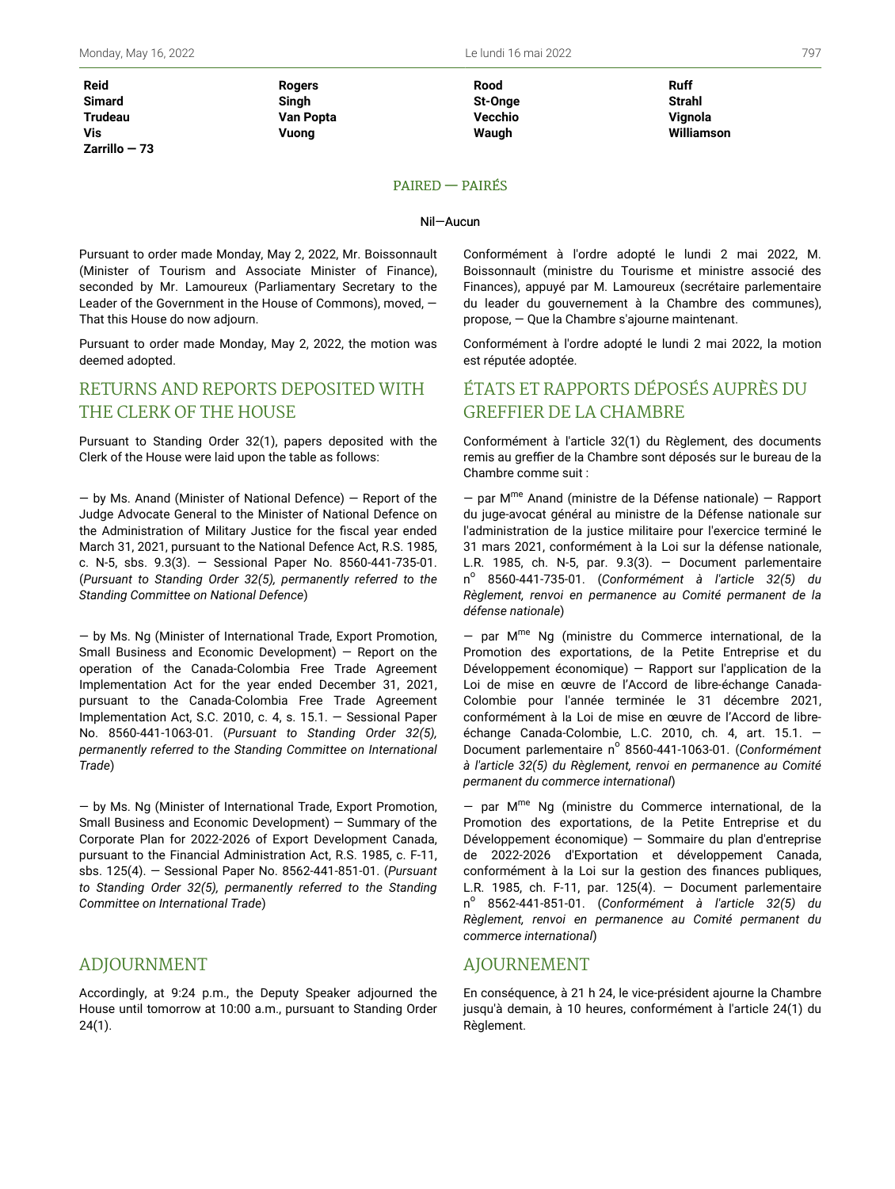| | | | |
|---|---|---|---|
| **Reid** | **Rogers** | **Rood** | **Ruff** |
| **Simard** | **Singh** | **St-Onge** | **Strahl** |
| **Trudeau** | **Van Popta** | **Vecchio** | **Vignola** |
| **Vis** | **Vuong** | **Waugh** | **Williamson** |
| **Zarrillo — 73** | | | |

PAIRED — PAIRÉS

Nil—Aucun

Pursuant to order made Monday, May 2, 2022, Mr. Boissonnault (Minister of Tourism and Associate Minister of Finance), seconded by Mr. Lamoureux (Parliamentary Secretary to the Leader of the Government in the House of Commons), moved, — That this House do now adjourn.

Pursuant to order made Monday, May 2, 2022, the motion was deemed adopted.

Conformément à l'ordre adopté le lundi 2 mai 2022, M. Boissonnault (ministre du Tourisme et ministre associé des Finances), appuyé par M. Lamoureux (secrétaire parlementaire du leader du gouvernement à la Chambre des communes), propose, — Que la Chambre s'ajourne maintenant.

Conformément à l'ordre adopté le lundi 2 mai 2022, la motion est réputée adoptée.

## RETURNS AND REPORTS DEPOSITED WITH THE CLERK OF THE HOUSE

Pursuant to Standing Order 32(1), papers deposited with the Clerk of the House were laid upon the table as follows:

— by Ms. Anand (Minister of National Defence) — Report of the Judge Advocate General to the Minister of National Defence on the Administration of Military Justice for the fiscal year ended March 31, 2021, pursuant to the National Defence Act, R.S. 1985, c. N-5, sbs. 9.3(3). — Sessional Paper No. 8560-441-735-01. (*Pursuant to Standing Order 32(5), permanently referred to the Standing Committee on National Defence*)

— by Ms. Ng (Minister of International Trade, Export Promotion, Small Business and Economic Development) — Report on the operation of the Canada-Colombia Free Trade Agreement Implementation Act for the year ended December 31, 2021, pursuant to the Canada-Colombia Free Trade Agreement Implementation Act, S.C. 2010, c. 4, s. 15.1. — Sessional Paper No. 8560-441-1063-01. (*Pursuant to Standing Order 32(5), permanently referred to the Standing Committee on International Trade*)

— by Ms. Ng (Minister of International Trade, Export Promotion, Small Business and Economic Development) — Summary of the Corporate Plan for 2022-2026 of Export Development Canada, pursuant to the Financial Administration Act, R.S. 1985, c. F-11, sbs. 125(4). — Sessional Paper No. 8562-441-851-01. (*Pursuant to Standing Order 32(5), permanently referred to the Standing Committee on International Trade*)

## ÉTATS ET RAPPORTS DÉPOSÉS AUPRÈS DU GREFFIER DE LA CHAMBRE

Conformément à l'article 32(1) du Règlement, des documents remis au greffier de la Chambre sont déposés sur le bureau de la Chambre comme suit :

— par M^me^ Anand (ministre de la Défense nationale) — Rapport du juge-avocat général au ministre de la Défense nationale sur l'administration de la justice militaire pour l'exercice terminé le 31 mars 2021, conformément à la Loi sur la défense nationale, L.R. 1985, ch. N-5, par. 9.3(3). — Document parlementaire n^o^ 8560-441-735-01. (*Conformément à l'article 32(5) du Règlement, renvoi en permanence au Comité permanent de la défense nationale*)

— par M^me^ Ng (ministre du Commerce international, de la Promotion des exportations, de la Petite Entreprise et du Développement économique) — Rapport sur l'application de la Loi de mise en œuvre de l'Accord de libre-échange Canada-Colombie pour l'année terminée le 31 décembre 2021, conformément à la Loi de mise en œuvre de l'Accord de libre-échange Canada-Colombie, L.C. 2010, ch. 4, art. 15.1. — Document parlementaire n^o^ 8560-441-1063-01. (*Conformément à l'article 32(5) du Règlement, renvoi en permanence au Comité permanent du commerce international*)

— par M^me^ Ng (ministre du Commerce international, de la Promotion des exportations, de la Petite Entreprise et du Développement économique) — Sommaire du plan d'entreprise de 2022-2026 d'Exportation et développement Canada, conformément à la Loi sur la gestion des finances publiques, L.R. 1985, ch. F-11, par. 125(4). — Document parlementaire n^o^ 8562-441-851-01. (*Conformément à l'article 32(5) du Règlement, renvoi en permanence au Comité permanent du commerce international*)

## ADJOURNMENT

Accordingly, at 9:24 p.m., the Deputy Speaker adjourned the House until tomorrow at 10:00 a.m., pursuant to Standing Order 24(1).

## AJOURNEMENT

En conséquence, à 21 h 24, le vice-président ajourne la Chambre jusqu'à demain, à 10 heures, conformément à l'article 24(1) du Règlement.